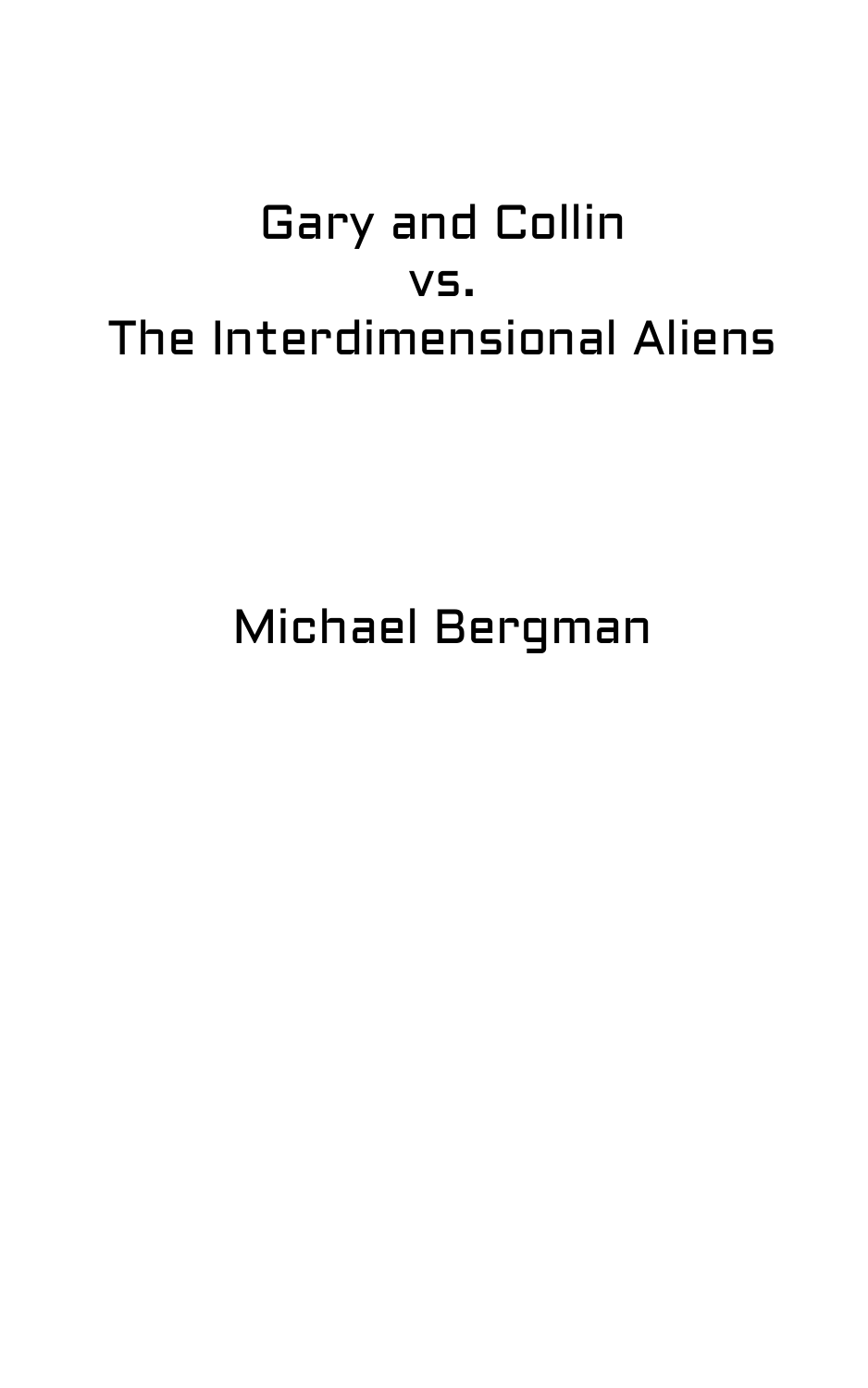# Gary and Collin
# vs.
# The Interdimensional Aliens

Michael Bergman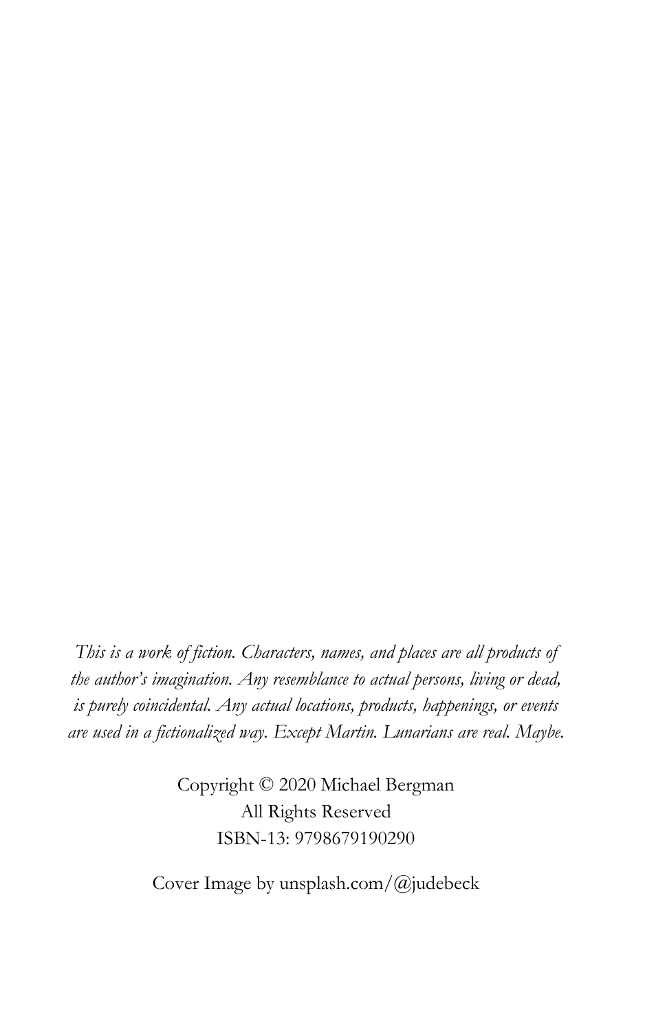*This is a work of fiction. Characters, names, and places are all products of the author's imagination. Any resemblance to actual persons, living or dead, is purely coincidental. Any actual locations, products, happenings, or events are used in a fictionalized way. Except Martin. Lunarians are real. Maybe.*

Copyright © 2020 Michael Bergman
All Rights Reserved
ISBN-13: 9798679190290

Cover Image by unsplash.com/@judebeck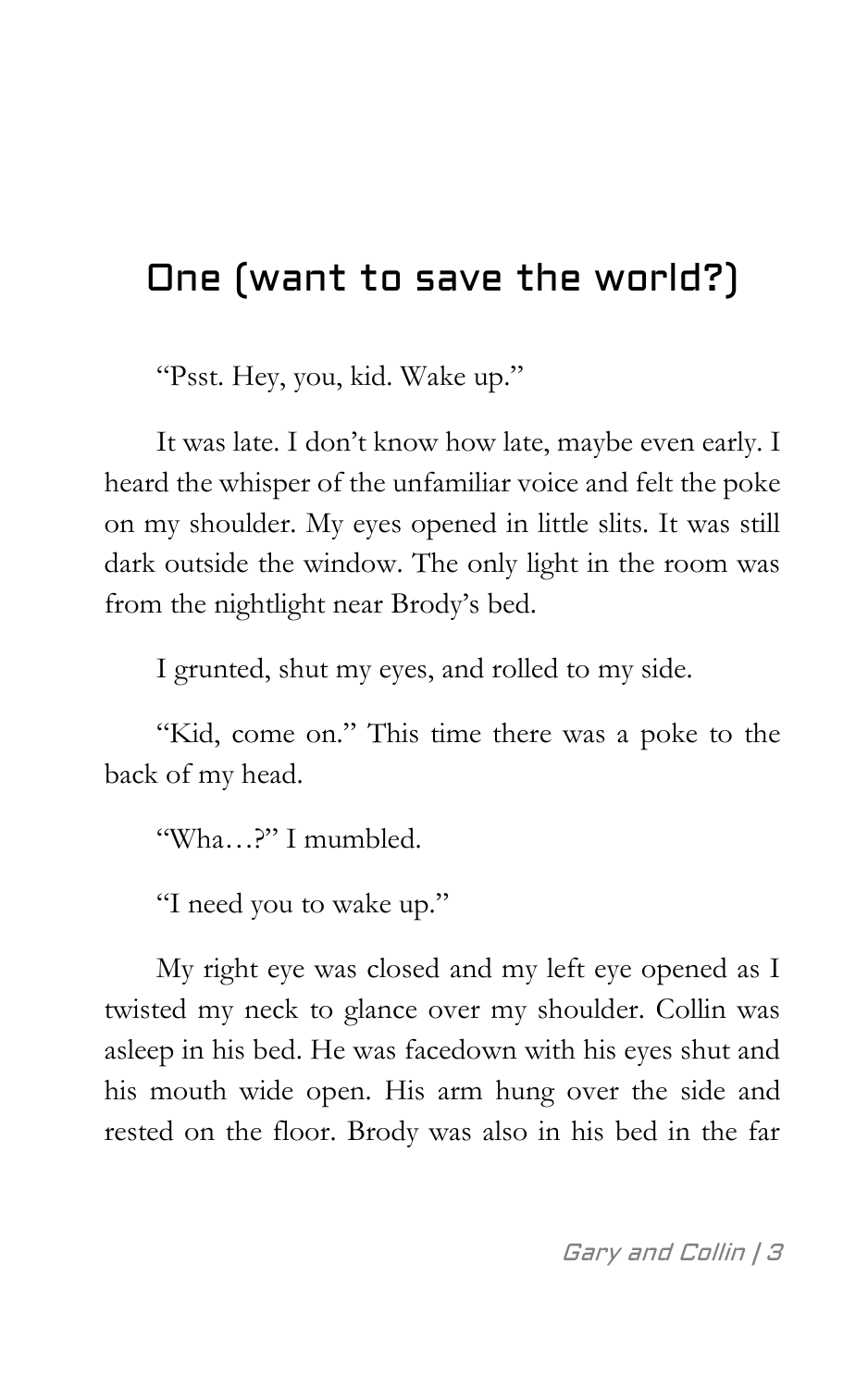# One (want to save the world?)

"Psst. Hey, you, kid. Wake up."

It was late. I don't know how late, maybe even early. I heard the whisper of the unfamiliar voice and felt the poke on my shoulder. My eyes opened in little slits. It was still dark outside the window. The only light in the room was from the nightlight near Brody's bed.

I grunted, shut my eyes, and rolled to my side.

"Kid, come on." This time there was a poke to the back of my head.

"Wha…?" I mumbled.

"I need you to wake up."

My right eye was closed and my left eye opened as I twisted my neck to glance over my shoulder. Collin was asleep in his bed. He was facedown with his eyes shut and his mouth wide open. His arm hung over the side and rested on the floor. Brody was also in his bed in the far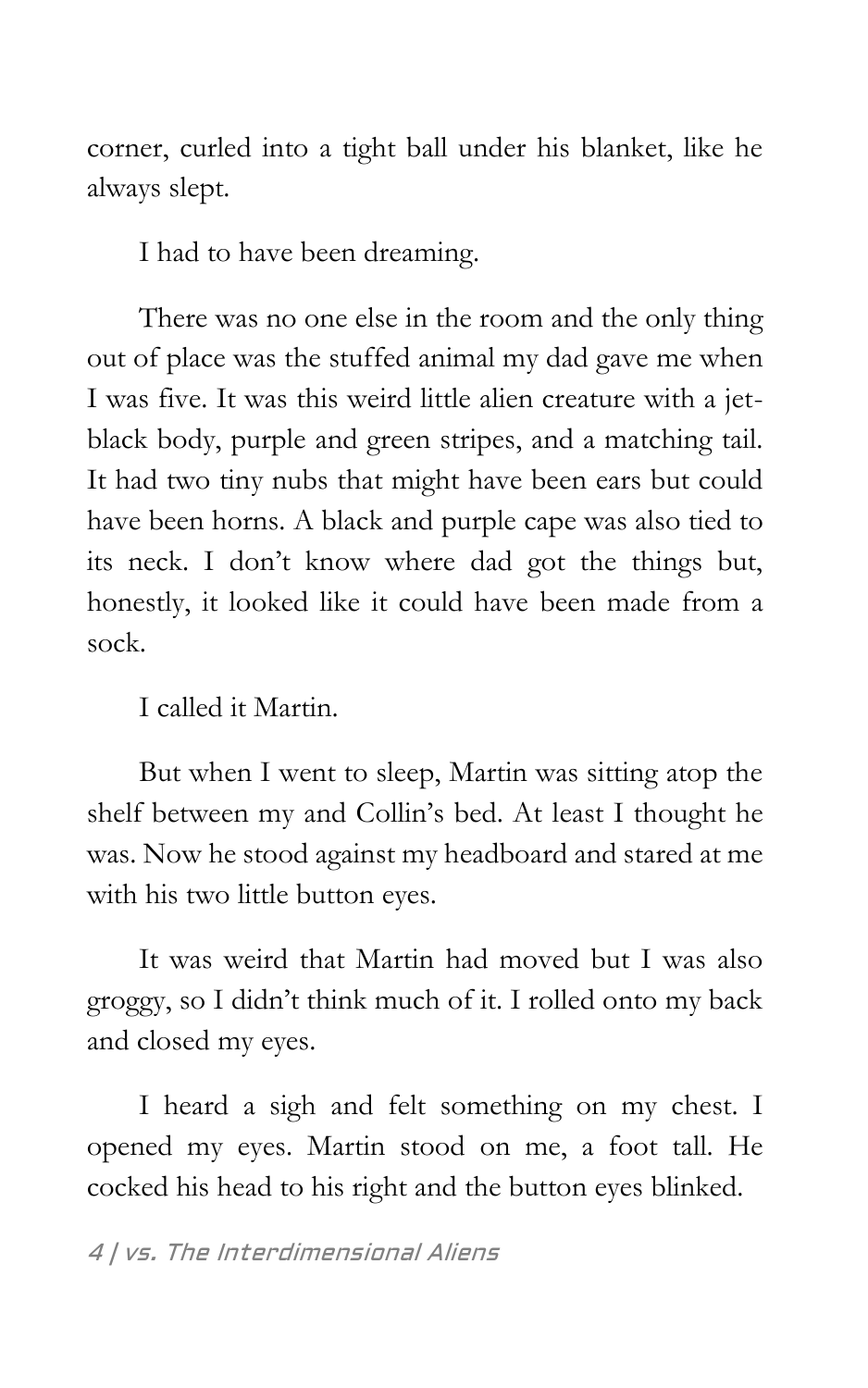corner, curled into a tight ball under his blanket, like he always slept.

I had to have been dreaming.

There was no one else in the room and the only thing out of place was the stuffed animal my dad gave me when I was five. It was this weird little alien creature with a jet-black body, purple and green stripes, and a matching tail. It had two tiny nubs that might have been ears but could have been horns. A black and purple cape was also tied to its neck. I don't know where dad got the things but, honestly, it looked like it could have been made from a sock.

I called it Martin.

But when I went to sleep, Martin was sitting atop the shelf between my and Collin's bed. At least I thought he was. Now he stood against my headboard and stared at me with his two little button eyes.

It was weird that Martin had moved but I was also groggy, so I didn't think much of it. I rolled onto my back and closed my eyes.

I heard a sigh and felt something on my chest. I opened my eyes. Martin stood on me, a foot tall. He cocked his head to his right and the button eyes blinked.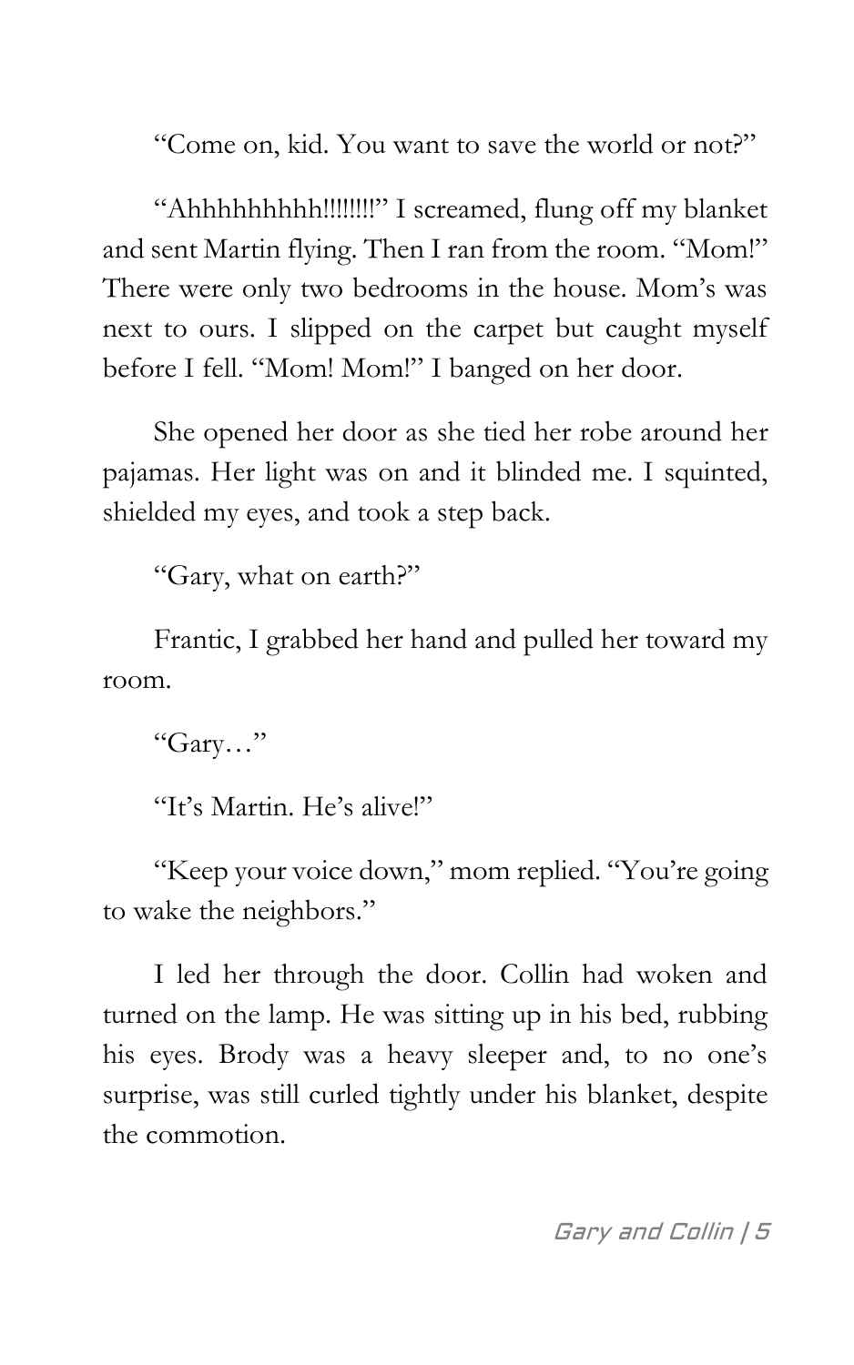"Come on, kid. You want to save the world or not?"

"Ahhhhhhhhh!!!!!!!!" I screamed, flung off my blanket and sent Martin flying. Then I ran from the room. "Mom!" There were only two bedrooms in the house. Mom's was next to ours. I slipped on the carpet but caught myself before I fell. "Mom! Mom!" I banged on her door.

She opened her door as she tied her robe around her pajamas. Her light was on and it blinded me. I squinted, shielded my eyes, and took a step back.

"Gary, what on earth?"

Frantic, I grabbed her hand and pulled her toward my room.

"Gary…"

"It's Martin. He's alive!"

"Keep your voice down," mom replied. "You're going to wake the neighbors."

I led her through the door. Collin had woken and turned on the lamp. He was sitting up in his bed, rubbing his eyes. Brody was a heavy sleeper and, to no one's surprise, was still curled tightly under his blanket, despite the commotion.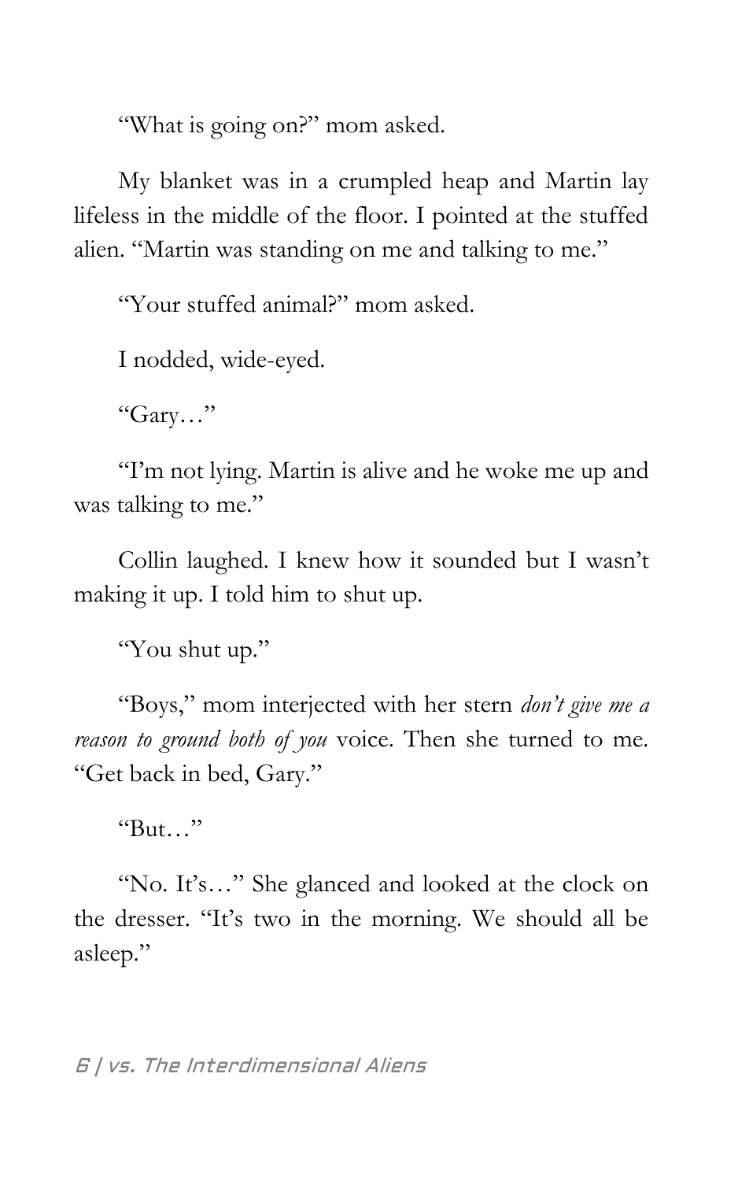"What is going on?" mom asked.

My blanket was in a crumpled heap and Martin lay lifeless in the middle of the floor. I pointed at the stuffed alien. "Martin was standing on me and talking to me."

"Your stuffed animal?" mom asked.

I nodded, wide-eyed.

"Gary…"

"I'm not lying. Martin is alive and he woke me up and was talking to me."

Collin laughed. I knew how it sounded but I wasn't making it up. I told him to shut up.

"You shut up."

"Boys," mom interjected with her stern *don't give me a reason to ground both of you* voice. Then she turned to me. "Get back in bed, Gary."

"But…"

"No. It's…" She glanced and looked at the clock on the dresser. "It's two in the morning. We should all be asleep."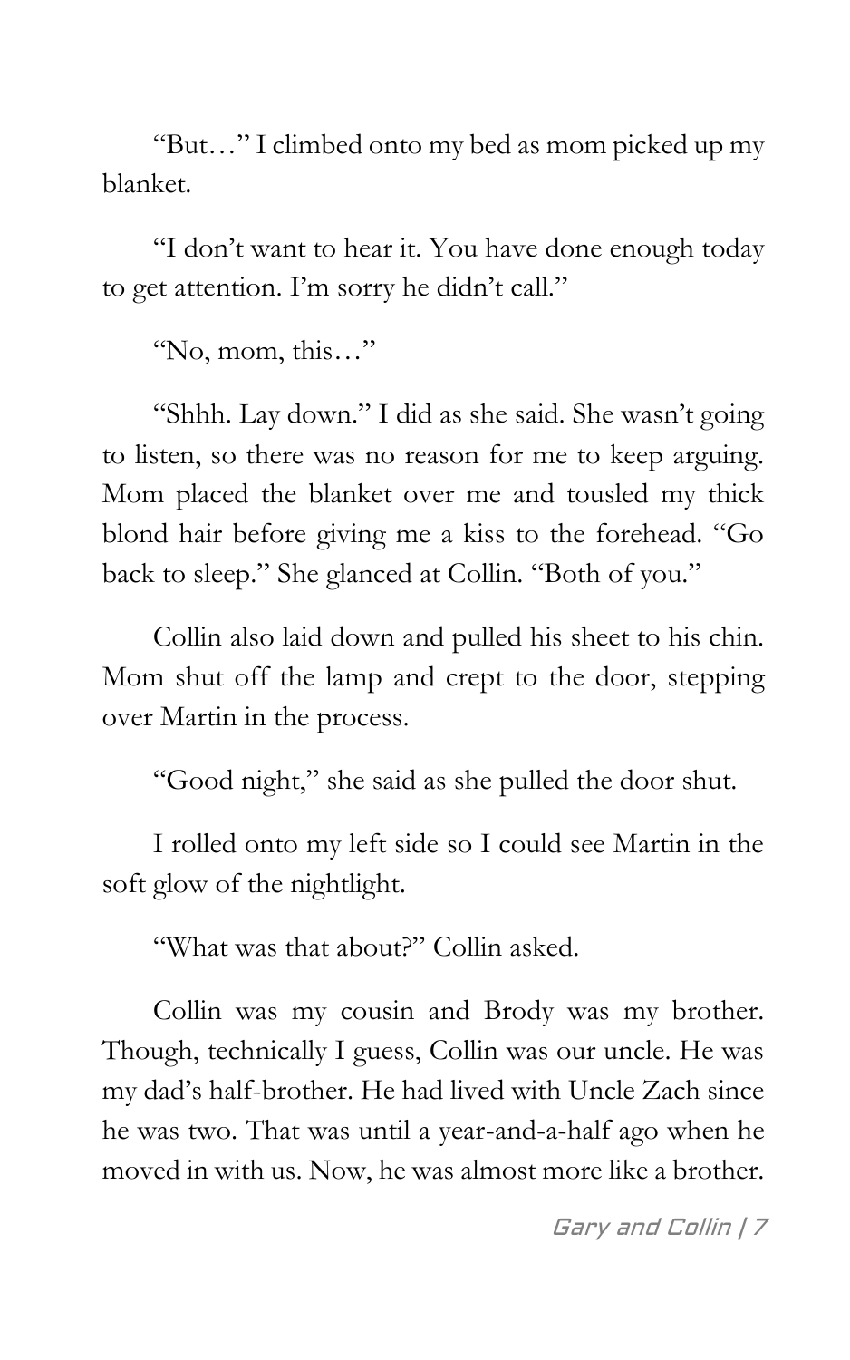"But…" I climbed onto my bed as mom picked up my blanket.

"I don't want to hear it. You have done enough today to get attention. I'm sorry he didn't call."

"No, mom, this…"

"Shhh. Lay down." I did as she said. She wasn't going to listen, so there was no reason for me to keep arguing. Mom placed the blanket over me and tousled my thick blond hair before giving me a kiss to the forehead. "Go back to sleep." She glanced at Collin. "Both of you."

Collin also laid down and pulled his sheet to his chin. Mom shut off the lamp and crept to the door, stepping over Martin in the process.

"Good night," she said as she pulled the door shut.

I rolled onto my left side so I could see Martin in the soft glow of the nightlight.

"What was that about?" Collin asked.

Collin was my cousin and Brody was my brother. Though, technically I guess, Collin was our uncle. He was my dad's half-brother. He had lived with Uncle Zach since he was two. That was until a year-and-a-half ago when he moved in with us. Now, he was almost more like a brother.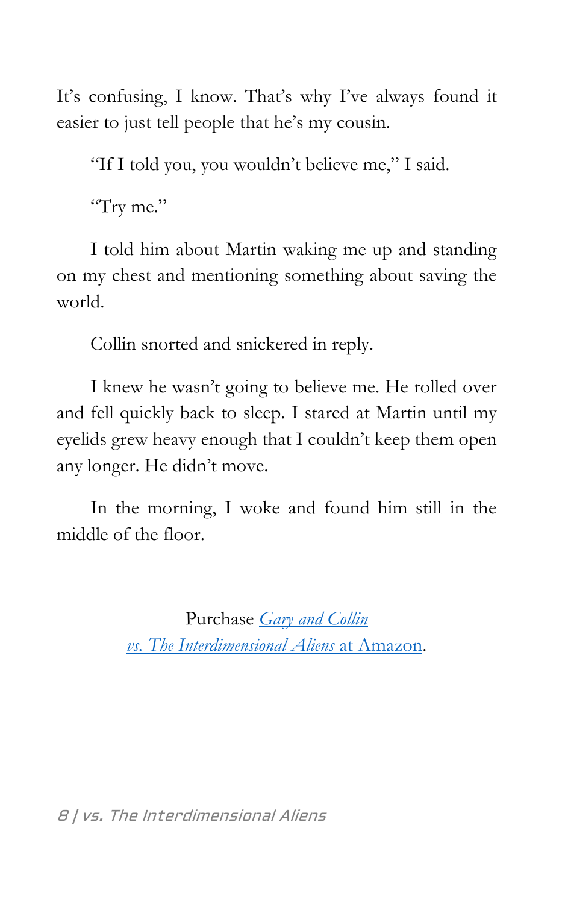It’s confusing, I know. That’s why I’ve always found it easier to just tell people that he’s my cousin.

“If I told you, you wouldn’t believe me,” I said.

“Try me.”

I told him about Martin waking me up and standing on my chest and mentioning something about saving the world.

Collin snorted and snickered in reply.

I knew he wasn’t going to believe me. He rolled over and fell quickly back to sleep. I stared at Martin until my eyelids grew heavy enough that I couldn’t keep them open any longer. He didn’t move.

In the morning, I woke and found him still in the middle of the floor.

Purchase *Gary and Collin vs. The Interdimensional Aliens* at Amazon.